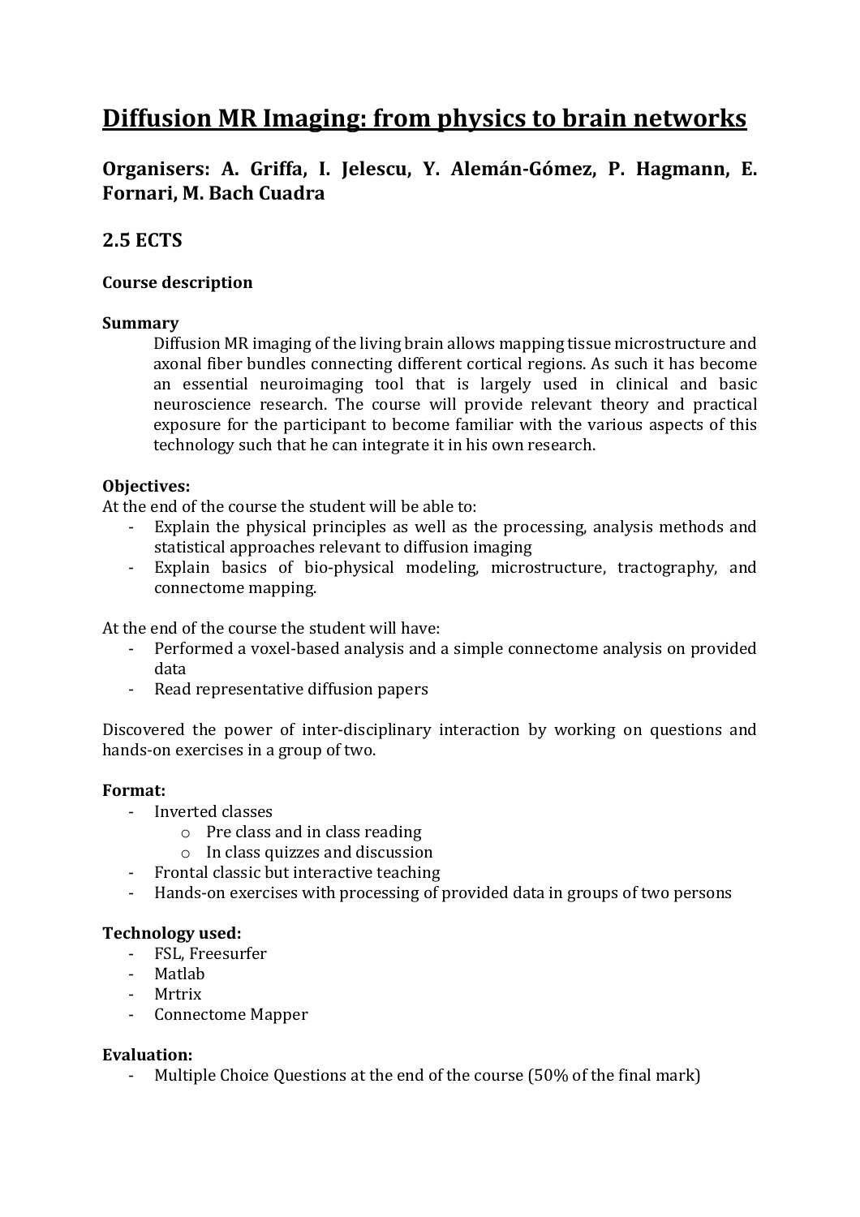# Diffusion MR Imaging: from physics to brain networks

## Organisers: A. Griffa, I. Jelescu, Y. Alemán-Gómez, P. Hagmann, E. Fornari, M. Bach Cuadra

## 2.5 ECTS

**Course description**

**Summary**

Diffusion MR imaging of the living brain allows mapping tissue microstructure and axonal fiber bundles connecting different cortical regions. As such it has become an essential neuroimaging tool that is largely used in clinical and basic neuroscience research. The course will provide relevant theory and practical exposure for the participant to become familiar with the various aspects of this technology such that he can integrate it in his own research.

**Objectives:**

At the end of the course the student will be able to:

- Explain the physical principles as well as the processing, analysis methods and statistical approaches relevant to diffusion imaging
- Explain basics of bio-physical modeling, microstructure, tractography, and connectome mapping.

At the end of the course the student will have:

- Performed a voxel-based analysis and a simple connectome analysis on provided data
- Read representative diffusion papers

Discovered the power of inter-disciplinary interaction by working on questions and hands-on exercises in a group of two.

**Format:**

- Inverted classes
  - Pre class and in class reading
  - In class quizzes and discussion
- Frontal classic but interactive teaching
- Hands-on exercises with processing of provided data in groups of two persons

**Technology used:**

- FSL, Freesurfer
- Matlab
- Mrtrix
- Connectome Mapper

**Evaluation:**

- Multiple Choice Questions at the end of the course (50% of the final mark)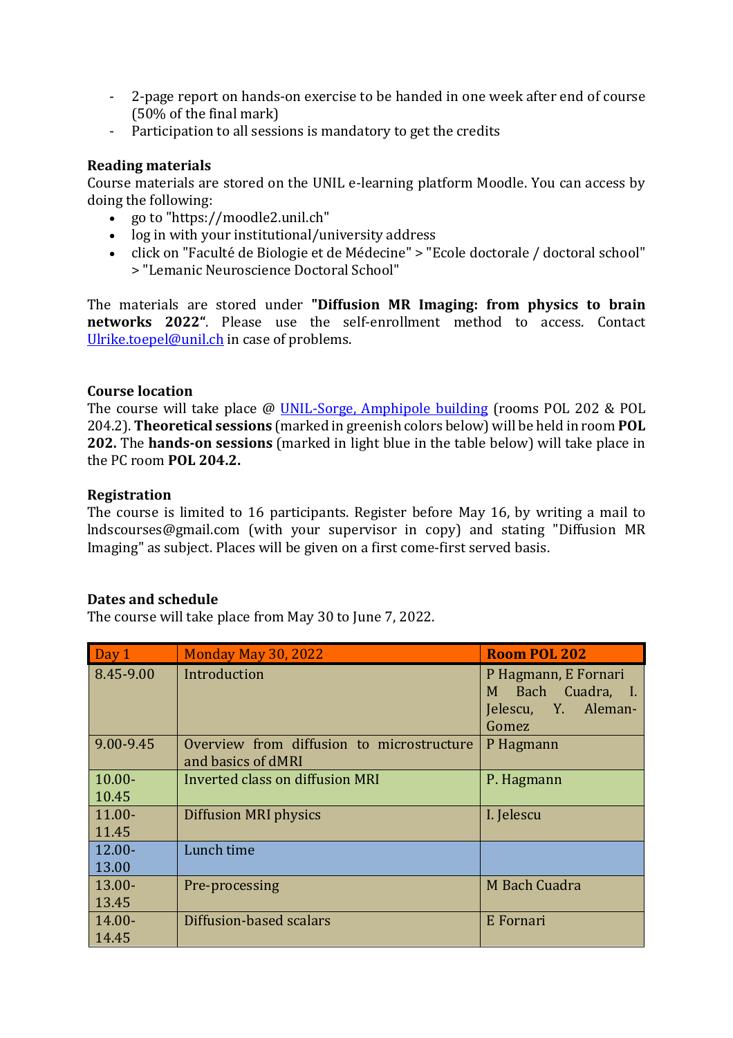- 2-page report on hands-on exercise to be handed in one week after end of course (50% of the final mark)
- Participation to all sessions is mandatory to get the credits

**Reading materials**
Course materials are stored on the UNIL e-learning platform Moodle. You can access by doing the following:

- go to "https://moodle2.unil.ch"
- log in with your institutional/university address
- click on "Faculté de Biologie et de Médecine" > "Ecole doctorale / doctoral school" > "Lemanic Neuroscience Doctoral School"

The materials are stored under **"Diffusion MR Imaging: from physics to brain networks 2022"**. Please use the self-enrollment method to access. Contact Ulrike.toepel@unil.ch in case of problems.

**Course location**
The course will take place @ UNIL-Sorge, Amphipole building (rooms POL 202 & POL 204.2). **Theoretical sessions** (marked in greenish colors below) will be held in room **POL 202.** The **hands-on sessions** (marked in light blue in the table below) will take place in the PC room **POL 204.2.**

**Registration**
The course is limited to 16 participants. Register before May 16, by writing a mail to lndscourses@gmail.com (with your supervisor in copy) and stating "Diffusion MR Imaging" as subject. Places will be given on a first come-first served basis.

**Dates and schedule**
The course will take place from May 30 to June 7, 2022.

| Day 1 | Monday May 30, 2022 | **Room POL 202** |
|---|---|---|
| 8.45-9.00 | Introduction | P Hagmann, E Fornari M Bach Cuadra, I. Jelescu, Y. Aleman-Gomez |
| 9.00-9.45 | Overview from diffusion to microstructure and basics of dMRI | P Hagmann |
| 10.00-10.45 | Inverted class on diffusion MRI | P. Hagmann |
| 11.00-11.45 | Diffusion MRI physics | I. Jelescu |
| 12.00-13.00 | Lunch time | |
| 13.00-13.45 | Pre-processing | M Bach Cuadra |
| 14.00-14.45 | Diffusion-based scalars | E Fornari |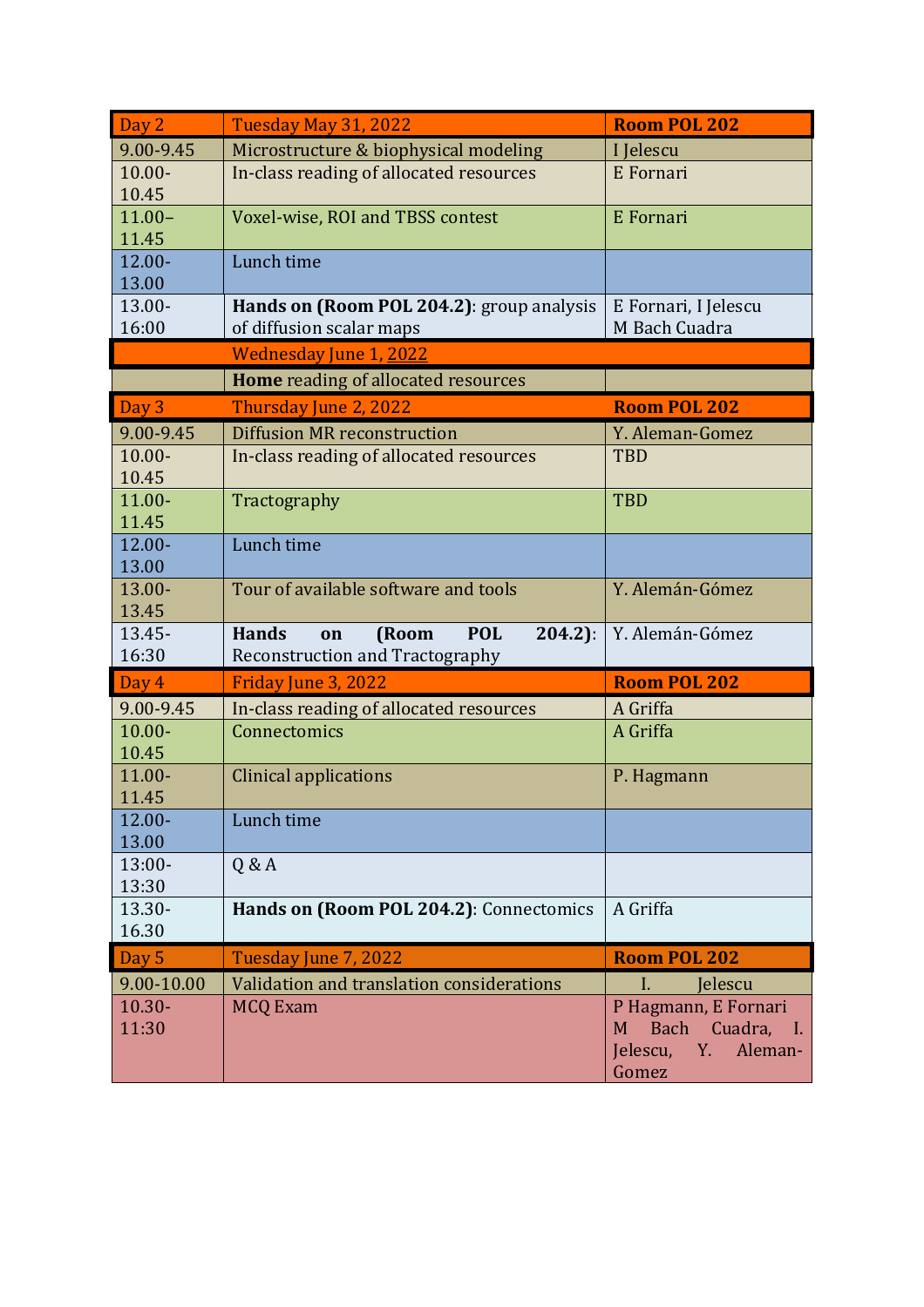| | | |
|---|---|---|
| Day 2 | Tuesday May 31, 2022 | **Room POL 202** |
| 9.00-9.45 | Microstructure & biophysical modeling | I Jelescu |
| 10.00-10.45 | In-class reading of allocated resources | E Fornari |
| 11.00–11.45 | Voxel-wise, ROI and TBSS contest | E Fornari |
| 12.00-13.00 | Lunch time | |
| 13.00-16:00 | **Hands on (Room POL 204.2)**: group analysis of diffusion scalar maps | E Fornari, I Jelescu M Bach Cuadra |
| | Wednesday June 1, 2022 | |
| | **Home** reading of allocated resources | |
| Day 3 | Thursday June 2, 2022 | **Room POL 202** |
| 9.00-9.45 | Diffusion MR reconstruction | Y. Aleman-Gomez |
| 10.00-10.45 | In-class reading of allocated resources | TBD |
| 11.00-11.45 | Tractography | TBD |
| 12.00-13.00 | Lunch time | |
| 13.00-13.45 | Tour of available software and tools | Y. Alemán-Gómez |
| 13.45-16:30 | **Hands on (Room POL 204.2)**: Reconstruction and Tractography | Y. Alemán-Gómez |
| Day 4 | Friday June 3, 2022 | **Room POL 202** |
| 9.00-9.45 | In-class reading of allocated resources | A Griffa |
| 10.00-10.45 | Connectomics | A Griffa |
| 11.00-11.45 | Clinical applications | P. Hagmann |
| 12.00-13.00 | Lunch time | |
| 13:00-13:30 | Q & A | |
| 13.30-16.30 | **Hands on (Room POL 204.2)**: Connectomics | A Griffa |
| Day 5 | Tuesday June 7, 2022 | **Room POL 202** |
| 9.00-10.00 | Validation and translation considerations | I. Jelescu |
| 10.30-11:30 | MCQ Exam | P Hagmann, E Fornari M Bach Cuadra, I. Jelescu, Y. Aleman-Gomez |